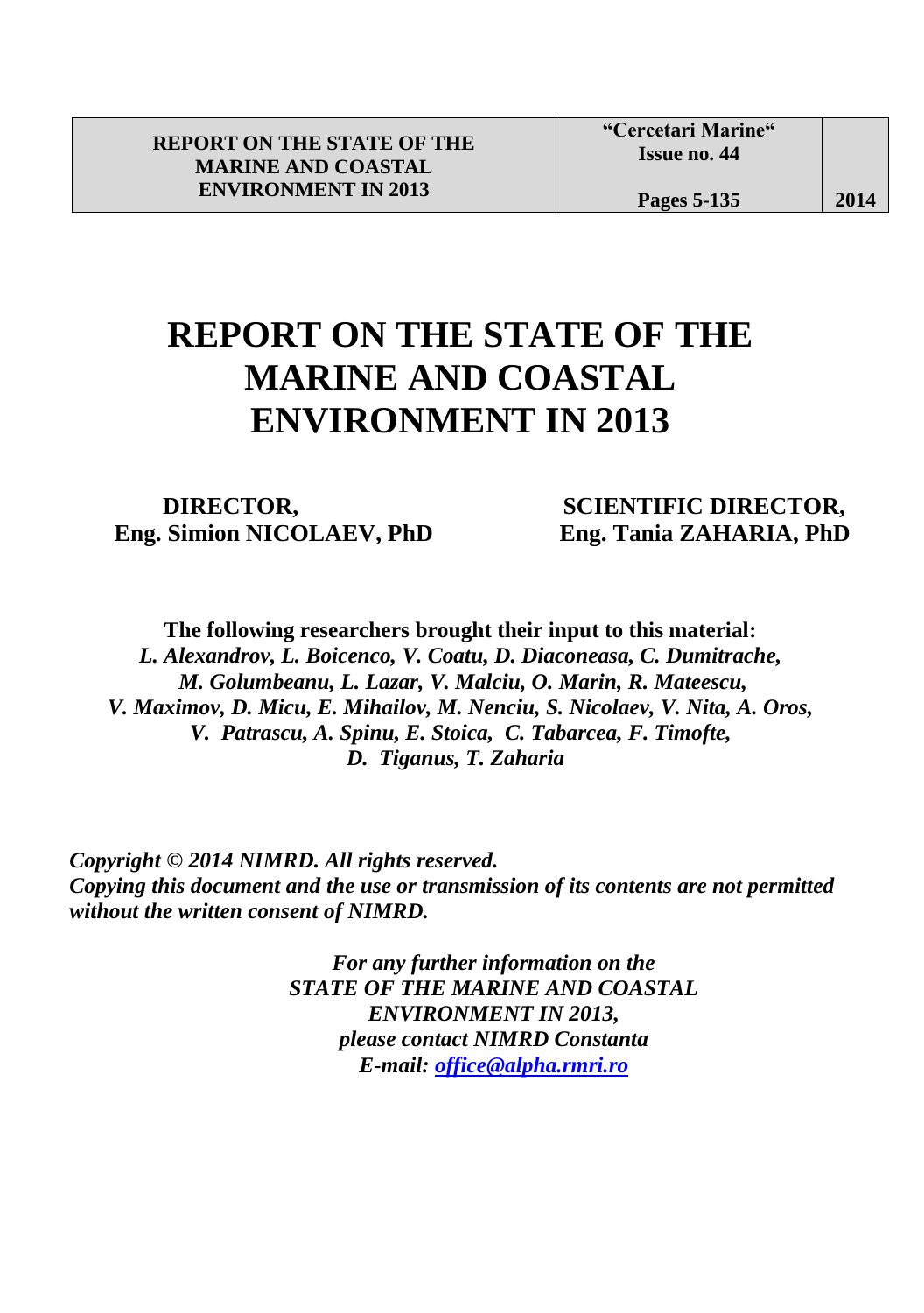| REPORT ON THE STATE OF THE MARINE AND COASTAL ENVIRONMENT IN 2013 | "Cercetari Marine" Issue no. 44 Pages 5-135 | 2014 |
|---|---|---|

# REPORT ON THE STATE OF THE MARINE AND COASTAL ENVIRONMENT IN 2013

**DIRECTOR,**
**Eng. Simion NICOLAEV, PhD**

**SCIENTIFIC DIRECTOR,**
**Eng. Tania ZAHARIA, PhD**

**The following researchers brought their input to this material:**
***L. Alexandrov, L. Boicenco, V. Coatu, D. Diaconeasa, C. Dumitrache, M. Golumbeanu, L. Lazar, V. Malciu, O. Marin, R. Mateescu, V. Maximov, D. Micu, E. Mihailov, M. Nenciu, S. Nicolaev, V. Nita, A. Oros, V. Patrascu, A. Spinu, E. Stoica, C. Tabarcea, F. Timofte, D. Tiganus, T. Zaharia***

***Copyright © 2014 NIMRD. All rights reserved.***
***Copying this document and the use or transmission of its contents are not permitted without the written consent of NIMRD.***

*For any further information on the*
*STATE OF THE MARINE AND COASTAL ENVIRONMENT IN 2013,*
*please contact NIMRD Constanta*
*E-mail: office@alpha.rmri.ro*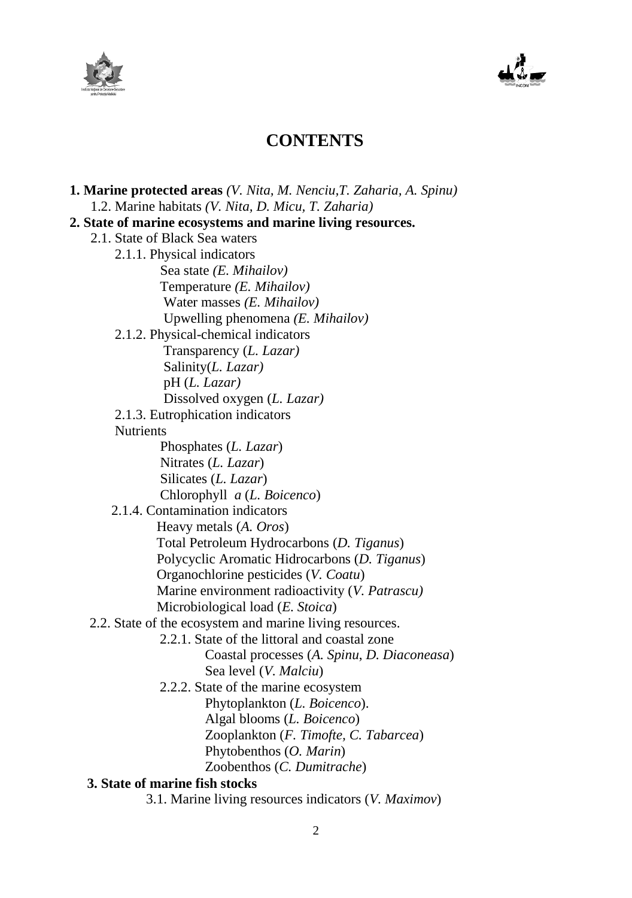# CONTENTS

**1. Marine protected areas** *(V. Nita, M. Nenciu,T. Zaharia, A. Spinu)*

- 1.2. Marine habitats *(V. Nita, D. Micu, T. Zaharia)*

**2. State of marine ecosystems and marine living resources.**

- 2.1. State of Black Sea waters
  - 2.1.1. Physical indicators
    - Sea state *(E. Mihailov)*
    - Temperature *(E. Mihailov)*
    - Water masses *(E. Mihailov)*
    - Upwelling phenomena *(E. Mihailov)*
  - 2.1.2. Physical-chemical indicators
    - Transparency (*L. Lazar)*
    - Salinity(*L. Lazar)*
    - pH (*L. Lazar)*
    - Dissolved oxygen (*L. Lazar)*
  - 2.1.3. Eutrophication indicators
  - Nutrients
    - Phosphates (*L. Lazar*)
    - Nitrates (*L. Lazar*)
    - Silicates (*L. Lazar*)
    - Chlorophyll *a* (*L. Boicenco*)
  - 2.1.4. Contamination indicators
    - Heavy metals (*A. Oros*)
    - Total Petroleum Hydrocarbons (*D. Tiganus*)
    - Polycyclic Aromatic Hidrocarbons (*D. Tiganus*)
    - Organochlorine pesticides (*V. Coatu*)
    - Marine environment radioactivity (*V. Patrascu)*
    - Microbiological load (*E. Stoica*)
- 2.2. State of the ecosystem and marine living resources.
  - 2.2.1. State of the littoral and coastal zone
    - Coastal processes (*A. Spinu, D. Diaconeasa*)
    - Sea level (*V. Malciu*)
  - 2.2.2. State of the marine ecosystem
    - Phytoplankton (*L. Boicenco*).
    - Algal blooms (*L. Boicenco*)
    - Zooplankton (*F. Timofte, C. Tabarcea*)
    - Phytobenthos (*O. Marin*)
    - Zoobenthos (*C. Dumitrache*)

**3. State of marine fish stocks**

- 3.1. Marine living resources indicators (*V. Maximov*)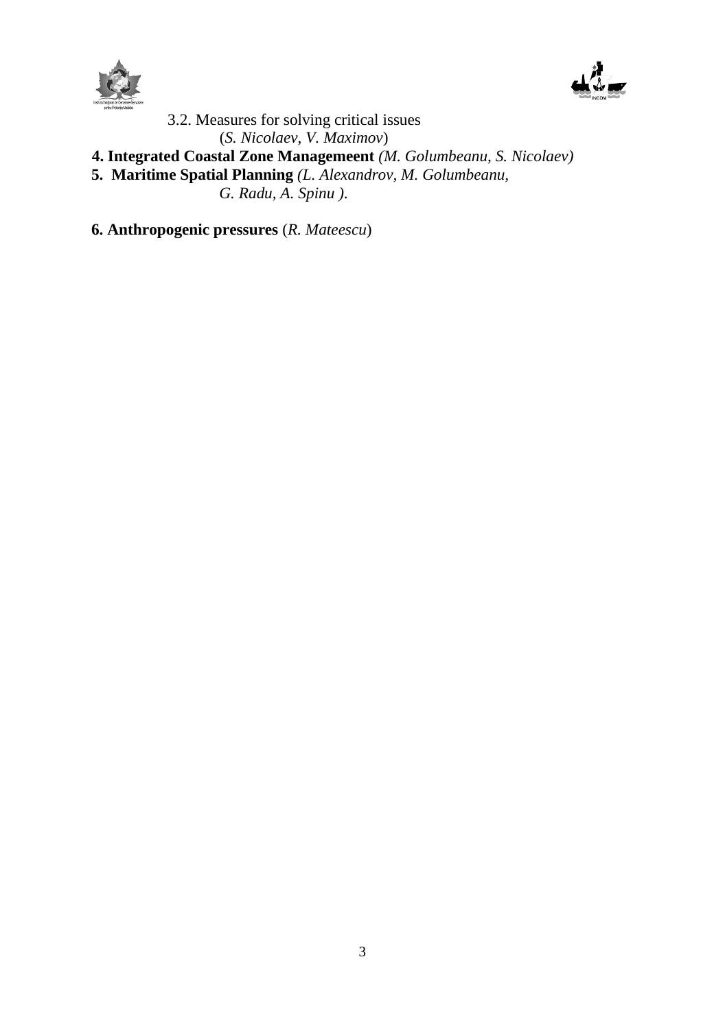3.2. Measures for solving critical issues
(*S. Nicolaev*, *V. Maximov*)

**4. Integrated Coastal Zone Managemeent** *(M. Golumbeanu, S. Nicolaev)*

**5. Maritime Spatial Planning** *(L. Alexandrov, M. Golumbeanu, G. Radu, A. Spinu ).*

**6. Anthropogenic pressures** (*R. Mateescu*)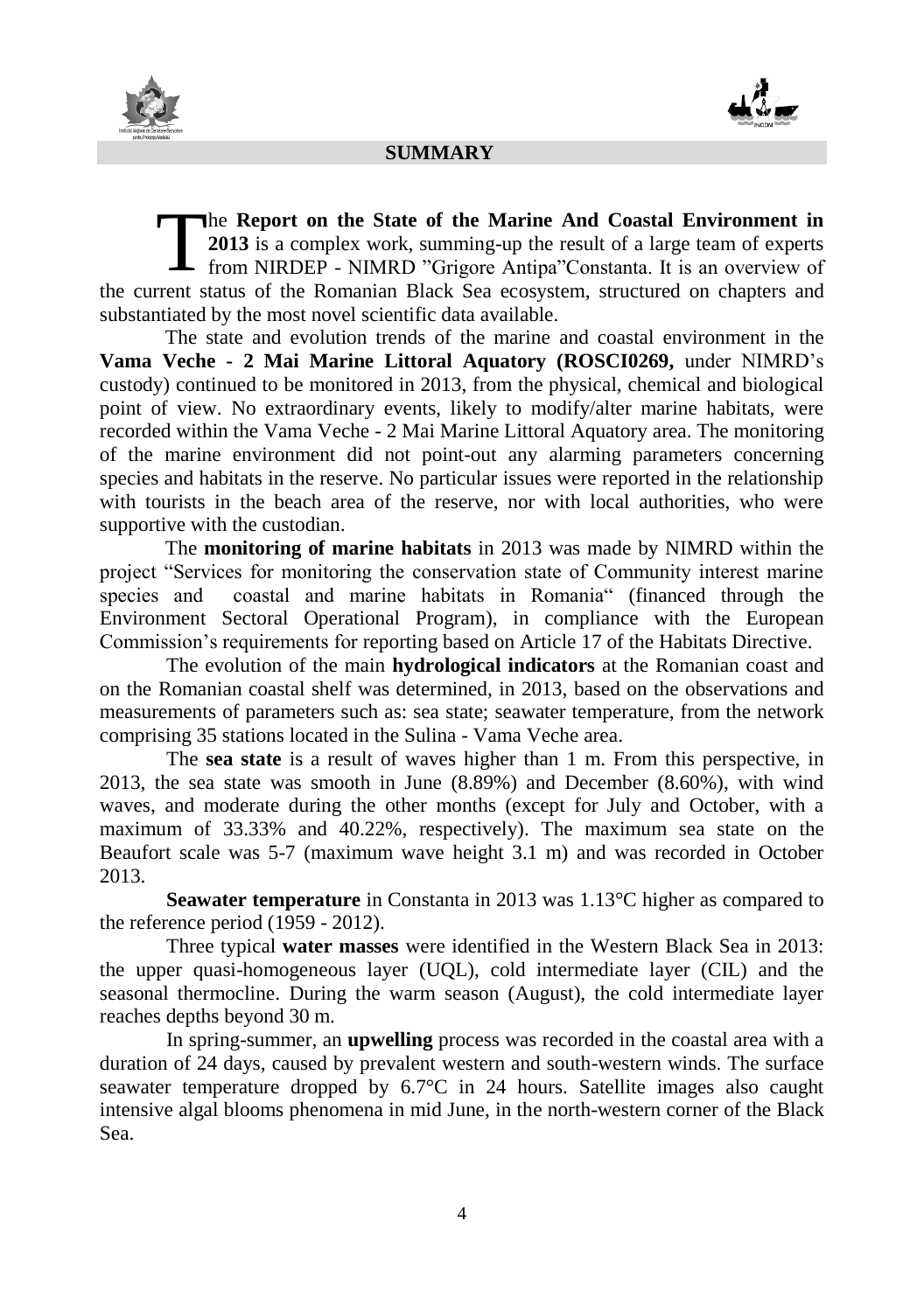## SUMMARY

The **Report on the State of the Marine And Coastal Environment in 2013** is a complex work, summing-up the result of a large team of experts from NIRDEP - NIMRD "Grigore Antipa"Constanta. It is an overview of the current status of the Romanian Black Sea ecosystem, structured on chapters and substantiated by the most novel scientific data available.

The state and evolution trends of the marine and coastal environment in the **Vama Veche - 2 Mai Marine Littoral Aquatory (ROSCI0269,** under NIMRD's custody) continued to be monitored in 2013, from the physical, chemical and biological point of view. No extraordinary events, likely to modify/alter marine habitats, were recorded within the Vama Veche - 2 Mai Marine Littoral Aquatory area. The monitoring of the marine environment did not point-out any alarming parameters concerning species and habitats in the reserve. No particular issues were reported in the relationship with tourists in the beach area of the reserve, nor with local authorities, who were supportive with the custodian.

The **monitoring of marine habitats** in 2013 was made by NIMRD within the project "Services for monitoring the conservation state of Community interest marine species and coastal and marine habitats in Romania" (financed through the Environment Sectoral Operational Program), in compliance with the European Commission's requirements for reporting based on Article 17 of the Habitats Directive.

The evolution of the main **hydrological indicators** at the Romanian coast and on the Romanian coastal shelf was determined, in 2013, based on the observations and measurements of parameters such as: sea state; seawater temperature, from the network comprising 35 stations located in the Sulina - Vama Veche area.

The **sea state** is a result of waves higher than 1 m. From this perspective, in 2013, the sea state was smooth in June (8.89%) and December (8.60%), with wind waves, and moderate during the other months (except for July and October, with a maximum of 33.33% and 40.22%, respectively). The maximum sea state on the Beaufort scale was 5-7 (maximum wave height 3.1 m) and was recorded in October 2013.

**Seawater temperature** in Constanta in 2013 was 1.13°C higher as compared to the reference period (1959 - 2012).

Three typical **water masses** were identified in the Western Black Sea in 2013: the upper quasi-homogeneous layer (UQL), cold intermediate layer (CIL) and the seasonal thermocline. During the warm season (August), the cold intermediate layer reaches depths beyond 30 m.

In spring-summer, an **upwelling** process was recorded in the coastal area with a duration of 24 days, caused by prevalent western and south-western winds. The surface seawater temperature dropped by 6.7°C in 24 hours. Satellite images also caught intensive algal blooms phenomena in mid June, in the north-western corner of the Black Sea.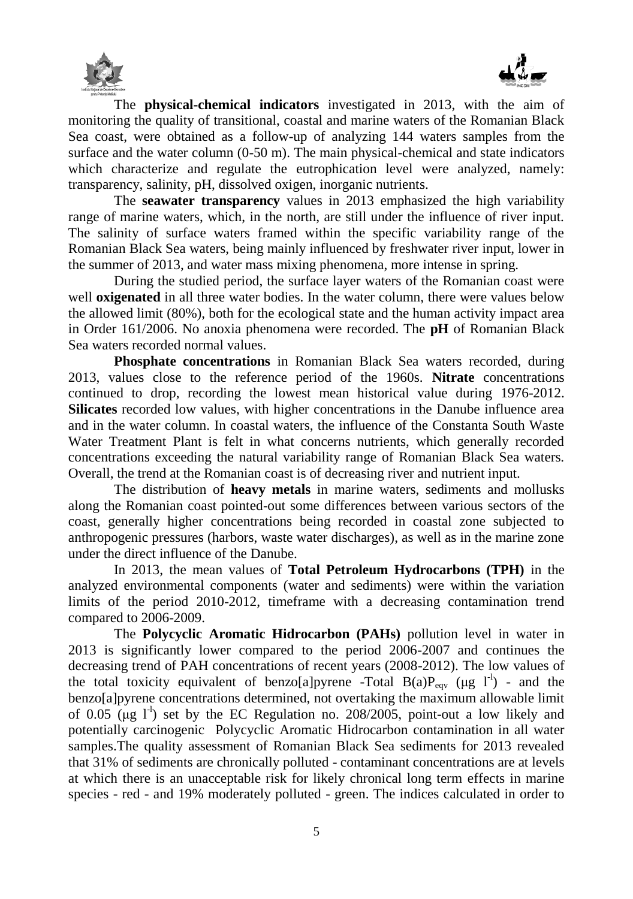The **physical-chemical indicators** investigated in 2013, with the aim of monitoring the quality of transitional, coastal and marine waters of the Romanian Black Sea coast, were obtained as a follow-up of analyzing 144 waters samples from the surface and the water column (0-50 m). The main physical-chemical and state indicators which characterize and regulate the eutrophication level were analyzed, namely: transparency, salinity, pH, dissolved oxigen, inorganic nutrients.

The **seawater transparency** values in 2013 emphasized the high variability range of marine waters, which, in the north, are still under the influence of river input. The salinity of surface waters framed within the specific variability range of the Romanian Black Sea waters, being mainly influenced by freshwater river input, lower in the summer of 2013, and water mass mixing phenomena, more intense in spring.

During the studied period, the surface layer waters of the Romanian coast were well **oxigenated** in all three water bodies. In the water column, there were values below the allowed limit (80%), both for the ecological state and the human activity impact area in Order 161/2006. No anoxia phenomena were recorded. The **pH** of Romanian Black Sea waters recorded normal values.

**Phosphate concentrations** in Romanian Black Sea waters recorded, during 2013, values close to the reference period of the 1960s. **Nitrate** concentrations continued to drop, recording the lowest mean historical value during 1976-2012. **Silicates** recorded low values, with higher concentrations in the Danube influence area and in the water column. In coastal waters, the influence of the Constanta South Waste Water Treatment Plant is felt in what concerns nutrients, which generally recorded concentrations exceeding the natural variability range of Romanian Black Sea waters. Overall, the trend at the Romanian coast is of decreasing river and nutrient input.

The distribution of **heavy metals** in marine waters, sediments and mollusks along the Romanian coast pointed-out some differences between various sectors of the coast, generally higher concentrations being recorded in coastal zone subjected to anthropogenic pressures (harbors, waste water discharges), as well as in the marine zone under the direct influence of the Danube.

In 2013, the mean values of **Total Petroleum Hydrocarbons (TPH)** in the analyzed environmental components (water and sediments) were within the variation limits of the period 2010-2012, timeframe with a decreasing contamination trend compared to 2006-2009.

The **Polycyclic Aromatic Hidrocarbon (PAHs)** pollution level in water in 2013 is significantly lower compared to the period 2006-2007 and continues the decreasing trend of PAH concentrations of recent years (2008-2012). The low values of the total toxicity equivalent of benzo[a]pyrene -Total $B(a)P_{eqv}$ ($\mu g\ l^{-1}$) - and the benzo[a]pyrene concentrations determined, not overtaking the maximum allowable limit of 0.05 ($\mu g\ l^{-1}$) set by the EC Regulation no. 208/2005, point-out a low likely and potentially carcinogenic Polycyclic Aromatic Hidrocarbon contamination in all water samples.The quality assessment of Romanian Black Sea sediments for 2013 revealed that 31% of sediments are chronically polluted - contaminant concentrations are at levels at which there is an unacceptable risk for likely chronical long term effects in marine species - red - and 19% moderately polluted - green. The indices calculated in order to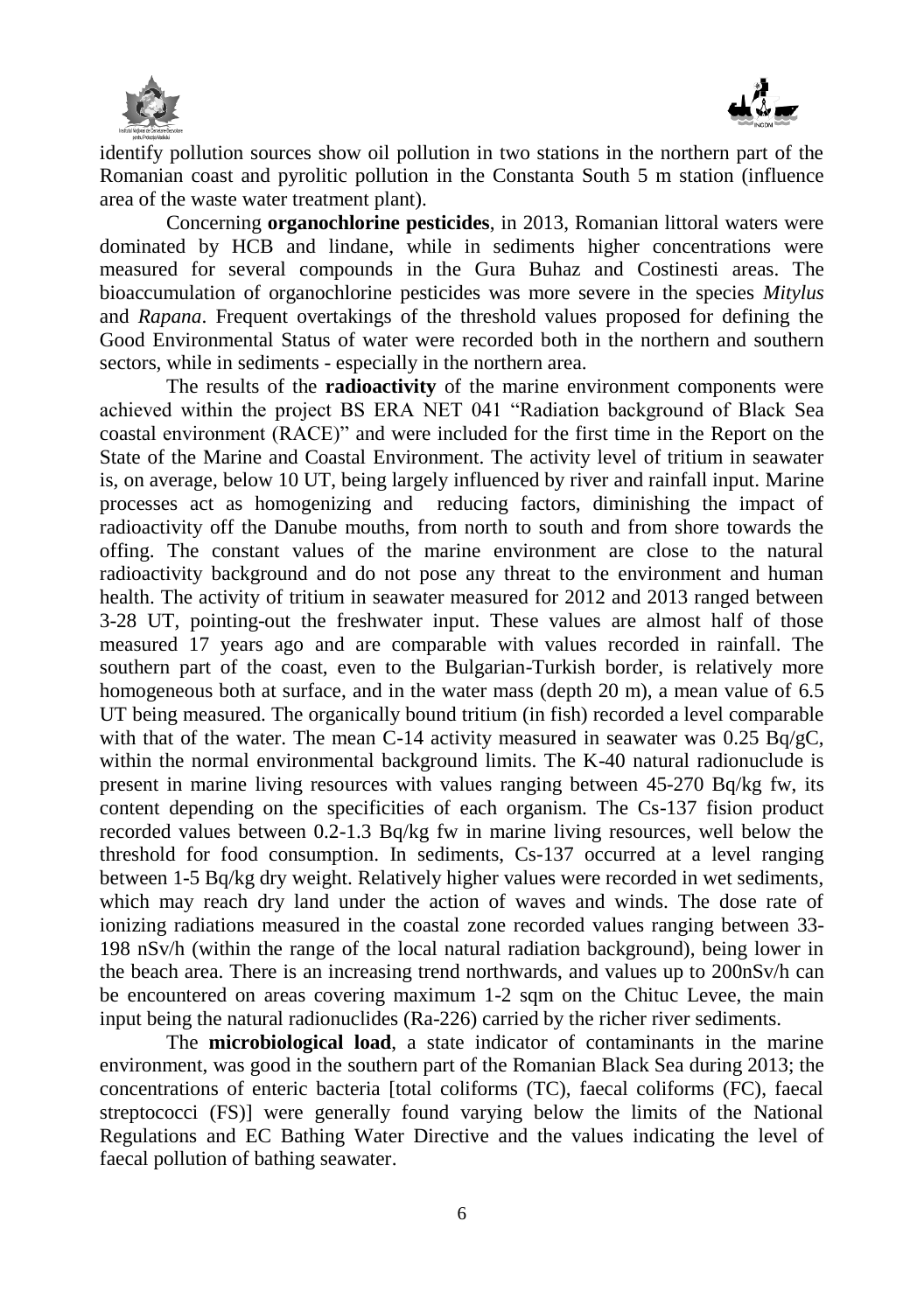identify pollution sources show oil pollution in two stations in the northern part of the Romanian coast and pyrolitic pollution in the Constanta South 5 m station (influence area of the waste water treatment plant).

Concerning **organochlorine pesticides**, in 2013, Romanian littoral waters were dominated by HCB and lindane, while in sediments higher concentrations were measured for several compounds in the Gura Buhaz and Costinesti areas. The bioaccumulation of organochlorine pesticides was more severe in the species *Mitylus* and *Rapana*. Frequent overtakings of the threshold values proposed for defining the Good Environmental Status of water were recorded both in the northern and southern sectors, while in sediments - especially in the northern area.

The results of the **radioactivity** of the marine environment components were achieved within the project BS ERA NET 041 "Radiation background of Black Sea coastal environment (RACE)" and were included for the first time in the Report on the State of the Marine and Coastal Environment. The activity level of tritium in seawater is, on average, below 10 UT, being largely influenced by river and rainfall input. Marine processes act as homogenizing and reducing factors, diminishing the impact of radioactivity off the Danube mouths, from north to south and from shore towards the offing. The constant values of the marine environment are close to the natural radioactivity background and do not pose any threat to the environment and human health. The activity of tritium in seawater measured for 2012 and 2013 ranged between 3-28 UT, pointing-out the freshwater input. These values are almost half of those measured 17 years ago and are comparable with values recorded in rainfall. The southern part of the coast, even to the Bulgarian-Turkish border, is relatively more homogeneous both at surface, and in the water mass (depth 20 m), a mean value of 6.5 UT being measured. The organically bound tritium (in fish) recorded a level comparable with that of the water. The mean C-14 activity measured in seawater was 0.25 Bq/gC, within the normal environmental background limits. The K-40 natural radionuclude is present in marine living resources with values ranging between 45-270 Bq/kg fw, its content depending on the specificities of each organism. The Cs-137 fision product recorded values between 0.2-1.3 Bq/kg fw in marine living resources, well below the threshold for food consumption. In sediments, Cs-137 occurred at a level ranging between 1-5 Bq/kg dry weight. Relatively higher values were recorded in wet sediments, which may reach dry land under the action of waves and winds. The dose rate of ionizing radiations measured in the coastal zone recorded values ranging between 33-198 nSv/h (within the range of the local natural radiation background), being lower in the beach area. There is an increasing trend northwards, and values up to 200nSv/h can be encountered on areas covering maximum 1-2 sqm on the Chituc Levee, the main input being the natural radionuclides (Ra-226) carried by the richer river sediments.

The **microbiological load**, a state indicator of contaminants in the marine environment, was good in the southern part of the Romanian Black Sea during 2013; the concentrations of enteric bacteria [total coliforms (TC), faecal coliforms (FC), faecal streptococci (FS)] were generally found varying below the limits of the National Regulations and EC Bathing Water Directive and the values indicating the level of faecal pollution of bathing seawater.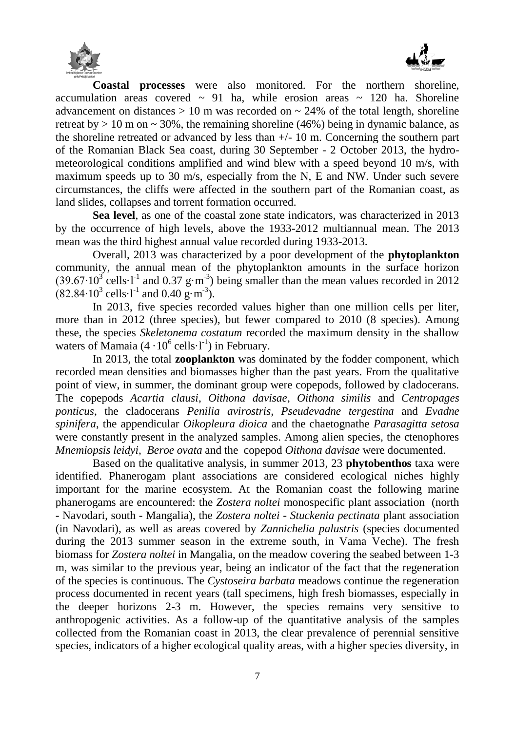**Coastal processes** were also monitored. For the northern shoreline, accumulation areas covered ~ 91 ha, while erosion areas ~ 120 ha. Shoreline advancement on distances > 10 m was recorded on ~ 24% of the total length, shoreline retreat by > 10 m on ~ 30%, the remaining shoreline (46%) being in dynamic balance, as the shoreline retreated or advanced by less than +/- 10 m. Concerning the southern part of the Romanian Black Sea coast, during 30 September - 2 October 2013, the hydro-meteorological conditions amplified and wind blew with a speed beyond 10 m/s, with maximum speeds up to 30 m/s, especially from the N, E and NW. Under such severe circumstances, the cliffs were affected in the southern part of the Romanian coast, as land slides, collapses and torrent formation occurred.

**Sea level**, as one of the coastal zone state indicators, was characterized in 2013 by the occurrence of high levels, above the 1933-2012 multiannual mean. The 2013 mean was the third highest annual value recorded during 1933-2013.

Overall, 2013 was characterized by a poor development of the **phytoplankton** community, the annual mean of the phytoplankton amounts in the surface horizon ($39.67 \cdot 10^3$ cells$\cdot$l$^{-1}$ and 0.37 g$\cdot$m$^{-3}$) being smaller than the mean values recorded in 2012 ($82.84 \cdot 10^3$ cells$\cdot$l$^{-1}$ and 0.40 g$\cdot$m$^{-3}$).

In 2013, five species recorded values higher than one million cells per liter, more than in 2012 (three species), but fewer compared to 2010 (8 species). Among these, the species *Skeletonema costatum* recorded the maximum density in the shallow waters of Mamaia ($4 \cdot 10^6$ cells$\cdot$l$^{-1}$) in February.

In 2013, the total **zooplankton** was dominated by the fodder component, which recorded mean densities and biomasses higher than the past years. From the qualitative point of view, in summer, the dominant group were copepods, followed by cladocerans. The copepods *Acartia clausi*, *Oithona davisae*, *Oithona similis* and *Centropages ponticus*, the cladocerans *Penilia avirostris*, *Pseudevadne tergestina* and *Evadne spinifera*, the appendicular *Oikopleura dioica* and the chaetognathe *Parasagitta setosa* were constantly present in the analyzed samples. Among alien species, the ctenophores *Mnemiopsis leidyi, Beroe ovata* and the copepod *Oithona davisae* were documented.

Based on the qualitative analysis, in summer 2013, 23 **phytobenthos** taxa were identified. Phanerogam plant associations are considered ecological niches highly important for the marine ecosystem. At the Romanian coast the following marine phanerogams are encountered: the *Zostera noltei* monospecific plant association (north - Navodari, south - Mangalia), the *Zostera noltei - Stuckenia pectinata* plant association (in Navodari), as well as areas covered by *Zannichelia palustris* (species documented during the 2013 summer season in the extreme south, in Vama Veche). The fresh biomass for *Zostera noltei* in Mangalia, on the meadow covering the seabed between 1-3 m, was similar to the previous year, being an indicator of the fact that the regeneration of the species is continuous. The *Cystoseira barbata* meadows continue the regeneration process documented in recent years (tall specimens, high fresh biomasses, especially in the deeper horizons 2-3 m. However, the species remains very sensitive to anthropogenic activities. As a follow-up of the quantitative analysis of the samples collected from the Romanian coast in 2013, the clear prevalence of perennial sensitive species, indicators of a higher ecological quality areas, with a higher species diversity, in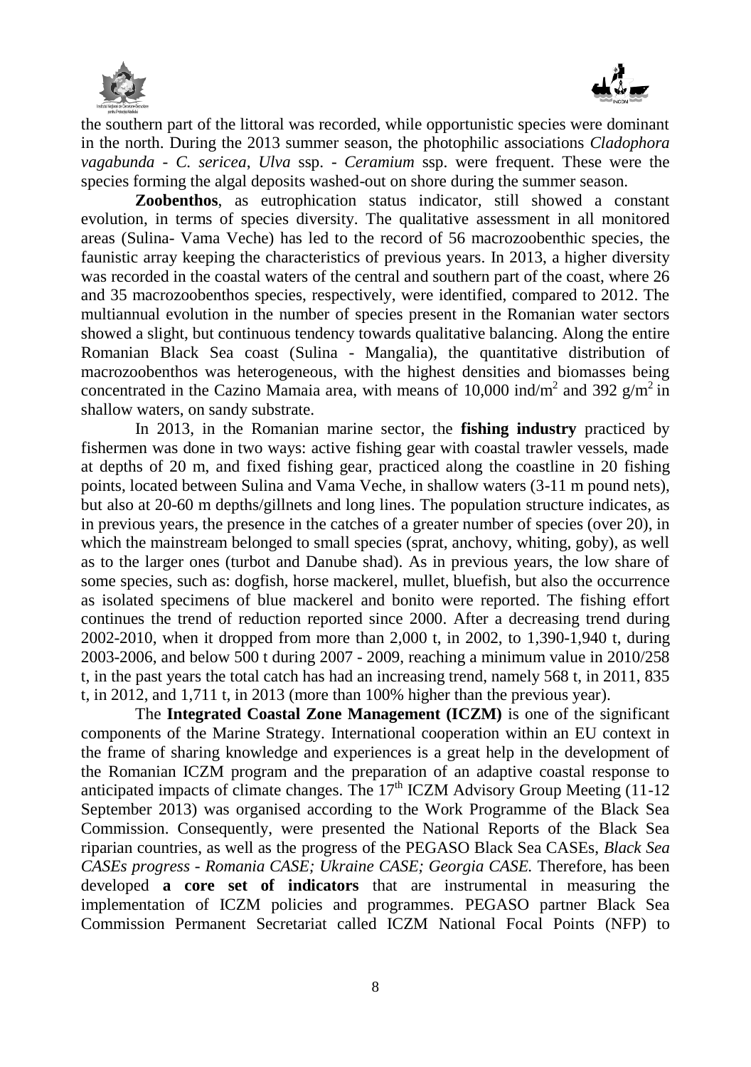the southern part of the littoral was recorded, while opportunistic species were dominant in the north. During the 2013 summer season, the photophilic associations *Cladophora vagabunda* - *C. sericea*, *Ulva* ssp. - *Ceramium* ssp. were frequent. These were the species forming the algal deposits washed-out on shore during the summer season.

**Zoobenthos**, as eutrophication status indicator, still showed a constant evolution, in terms of species diversity. The qualitative assessment in all monitored areas (Sulina- Vama Veche) has led to the record of 56 macrozoobenthic species, the faunistic array keeping the characteristics of previous years. In 2013, a higher diversity was recorded in the coastal waters of the central and southern part of the coast, where 26 and 35 macrozoobenthos species, respectively, were identified, compared to 2012. The multiannual evolution in the number of species present in the Romanian water sectors showed a slight, but continuous tendency towards qualitative balancing. Along the entire Romanian Black Sea coast (Sulina - Mangalia), the quantitative distribution of macrozoobenthos was heterogeneous, with the highest densities and biomasses being concentrated in the Cazino Mamaia area, with means of 10,000 ind/m$^2$ and 392 g/m$^2$ in shallow waters, on sandy substrate.

In 2013, in the Romanian marine sector, the **fishing industry** practiced by fishermen was done in two ways: active fishing gear with coastal trawler vessels, made at depths of 20 m, and fixed fishing gear, practiced along the coastline in 20 fishing points, located between Sulina and Vama Veche, in shallow waters (3-11 m pound nets), but also at 20-60 m depths/gillnets and long lines. The population structure indicates, as in previous years, the presence in the catches of a greater number of species (over 20), in which the mainstream belonged to small species (sprat, anchovy, whiting, goby), as well as to the larger ones (turbot and Danube shad). As in previous years, the low share of some species, such as: dogfish, horse mackerel, mullet, bluefish, but also the occurrence as isolated specimens of blue mackerel and bonito were reported. The fishing effort continues the trend of reduction reported since 2000. After a decreasing trend during 2002-2010, when it dropped from more than 2,000 t, in 2002, to 1,390-1,940 t, during 2003-2006, and below 500 t during 2007 - 2009, reaching a minimum value in 2010/258 t, in the past years the total catch has had an increasing trend, namely 568 t, in 2011, 835 t, in 2012, and 1,711 t, in 2013 (more than 100% higher than the previous year).

The **Integrated Coastal Zone Management (ICZM)** is one of the significant components of the Marine Strategy. International cooperation within an EU context in the frame of sharing knowledge and experiences is a great help in the development of the Romanian ICZM program and the preparation of an adaptive coastal response to anticipated impacts of climate changes. The 17$^{th}$ ICZM Advisory Group Meeting (11-12 September 2013) was organised according to the Work Programme of the Black Sea Commission. Consequently, were presented the National Reports of the Black Sea riparian countries, as well as the progress of the PEGASO Black Sea CASEs, *Black Sea CASEs progress - Romania CASE; Ukraine CASE; Georgia CASE.* Therefore, has been developed **a core set of indicators** that are instrumental in measuring the implementation of ICZM policies and programmes. PEGASO partner Black Sea Commission Permanent Secretariat called ICZM National Focal Points (NFP) to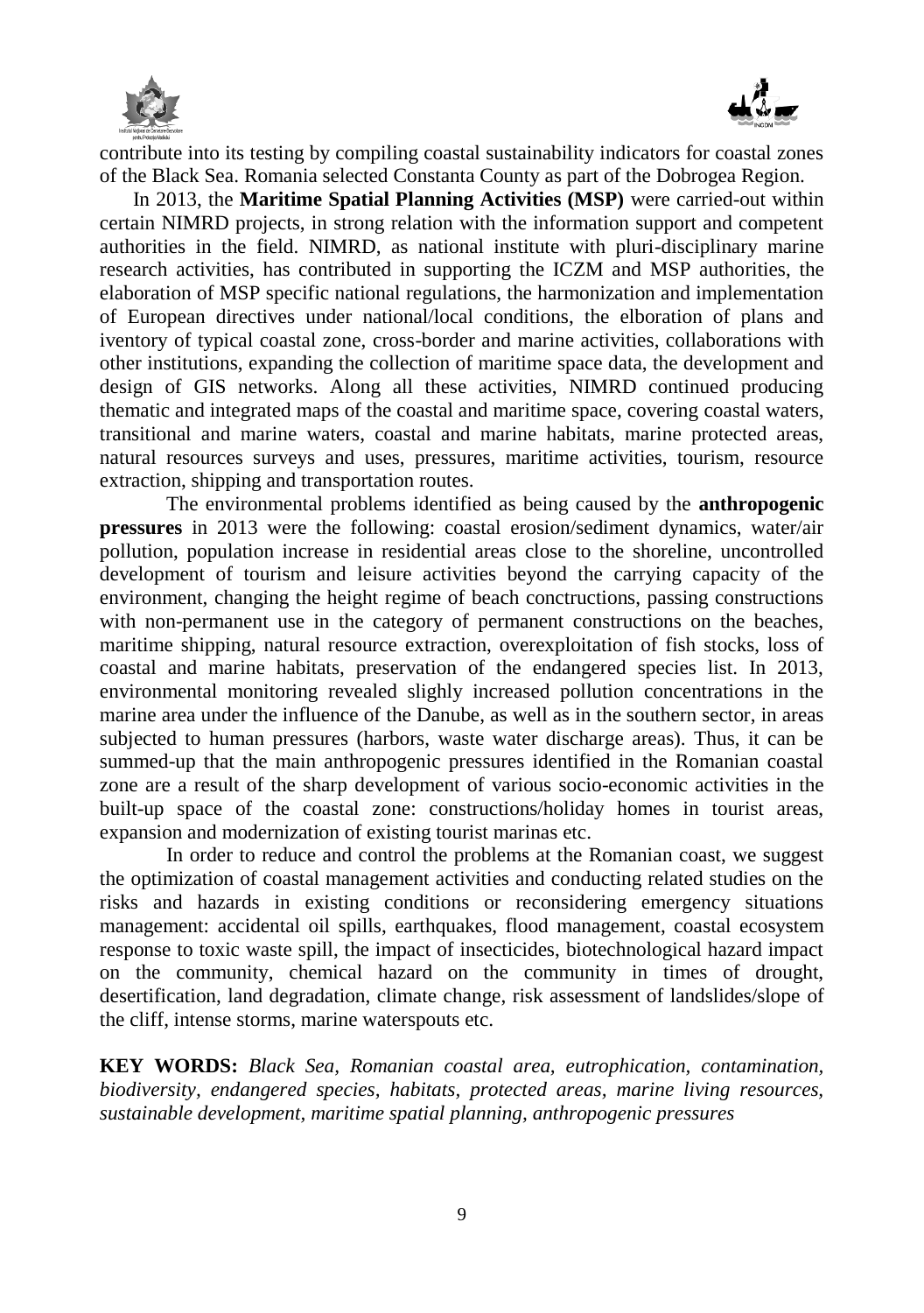contribute into its testing by compiling coastal sustainability indicators for coastal zones of the Black Sea. Romania selected Constanta County as part of the Dobrogea Region.

In 2013, the **Maritime Spatial Planning Activities (MSP)** were carried-out within certain NIMRD projects, in strong relation with the information support and competent authorities in the field. NIMRD, as national institute with pluri-disciplinary marine research activities, has contributed in supporting the ICZM and MSP authorities, the elaboration of MSP specific national regulations, the harmonization and implementation of European directives under national/local conditions, the elboration of plans and iventory of typical coastal zone, cross-border and marine activities, collaborations with other institutions, expanding the collection of maritime space data, the development and design of GIS networks. Along all these activities, NIMRD continued producing thematic and integrated maps of the coastal and maritime space, covering coastal waters, transitional and marine waters, coastal and marine habitats, marine protected areas, natural resources surveys and uses, pressures, maritime activities, tourism, resource extraction, shipping and transportation routes.

The environmental problems identified as being caused by the **anthropogenic pressures** in 2013 were the following: coastal erosion/sediment dynamics, water/air pollution, population increase in residential areas close to the shoreline, uncontrolled development of tourism and leisure activities beyond the carrying capacity of the environment, changing the height regime of beach conctructions, passing constructions with non-permanent use in the category of permanent constructions on the beaches, maritime shipping, natural resource extraction, overexploitation of fish stocks, loss of coastal and marine habitats, preservation of the endangered species list. In 2013, environmental monitoring revealed slighly increased pollution concentrations in the marine area under the influence of the Danube, as well as in the southern sector, in areas subjected to human pressures (harbors, waste water discharge areas). Thus, it can be summed-up that the main anthropogenic pressures identified in the Romanian coastal zone are a result of the sharp development of various socio-economic activities in the built-up space of the coastal zone: constructions/holiday homes in tourist areas, expansion and modernization of existing tourist marinas etc.

In order to reduce and control the problems at the Romanian coast, we suggest the optimization of coastal management activities and conducting related studies on the risks and hazards in existing conditions or reconsidering emergency situations management: accidental oil spills, earthquakes, flood management, coastal ecosystem response to toxic waste spill, the impact of insecticides, biotechnological hazard impact on the community, chemical hazard on the community in times of drought, desertification, land degradation, climate change, risk assessment of landslides/slope of the cliff, intense storms, marine waterspouts etc.

**KEY WORDS:** *Black Sea, Romanian coastal area, eutrophication, contamination, biodiversity, endangered species, habitats, protected areas, marine living resources, sustainable development, maritime spatial planning, anthropogenic pressures*